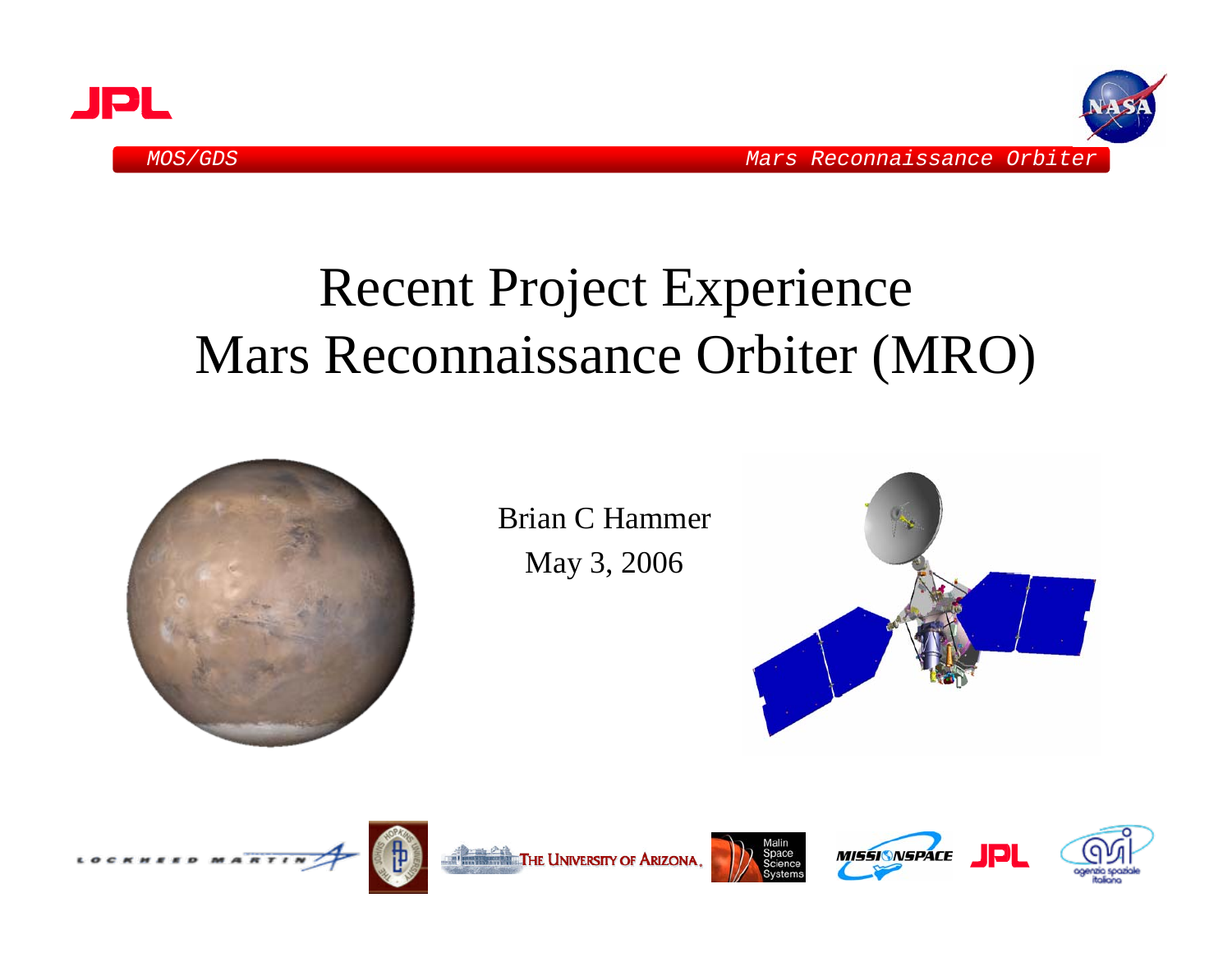# Recent Project Experience
# Mars Reconnaissance Orbiter (MRO)

Brian C Hammer

May 3, 2006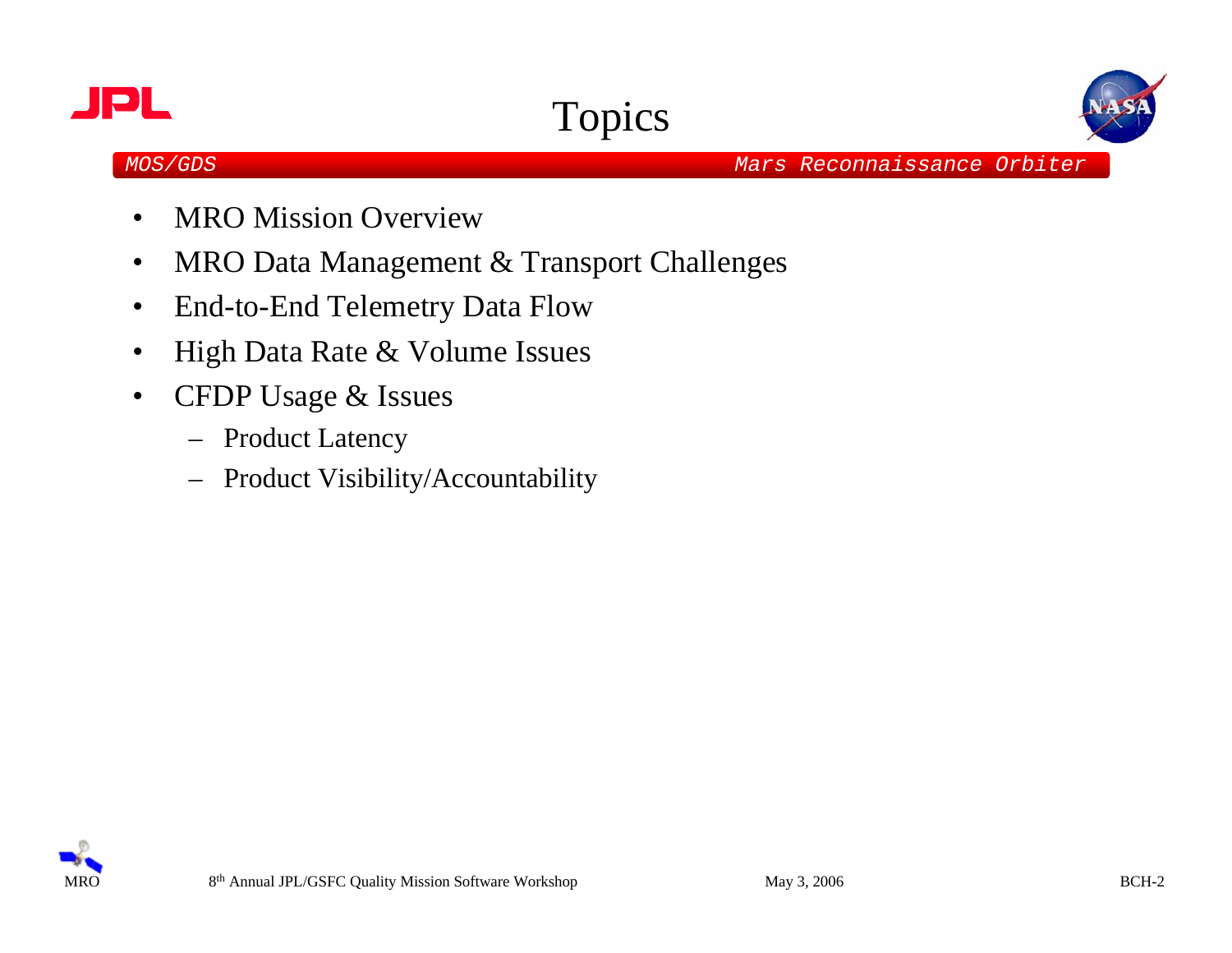# Topics

- MRO Mission Overview
- MRO Data Management & Transport Challenges
- End-to-End Telemetry Data Flow
- High Data Rate & Volume Issues
- CFDP Usage & Issues
  - Product Latency
  - Product Visibility/Accountability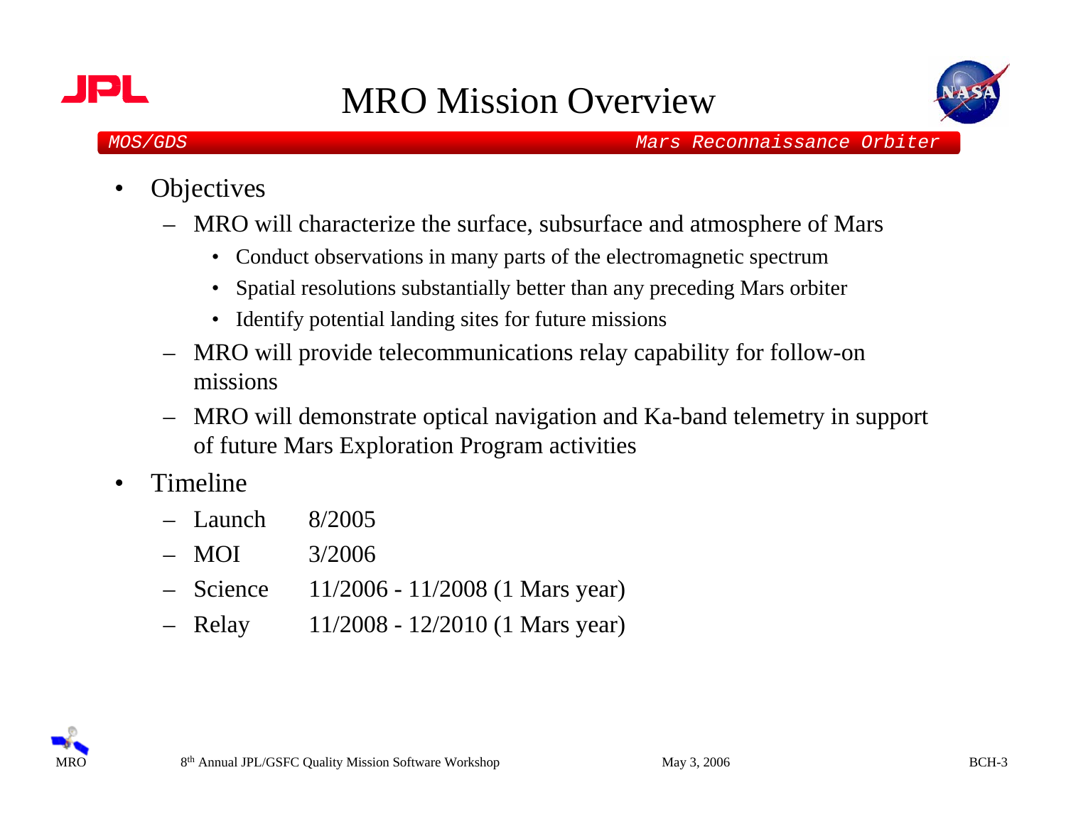# MRO Mission Overview

- Objectives
  - MRO will characterize the surface, subsurface and atmosphere of Mars
    - Conduct observations in many parts of the electromagnetic spectrum
    - Spatial resolutions substantially better than any preceding Mars orbiter
    - Identify potential landing sites for future missions
  - MRO will provide telecommunications relay capability for follow-on missions
  - MRO will demonstrate optical navigation and Ka-band telemetry in support of future Mars Exploration Program activities
- Timeline
  - Launch 8/2005
  - MOI 3/2006
  - Science 11/2006 - 11/2008 (1 Mars year)
  - Relay 11/2008 - 12/2010 (1 Mars year)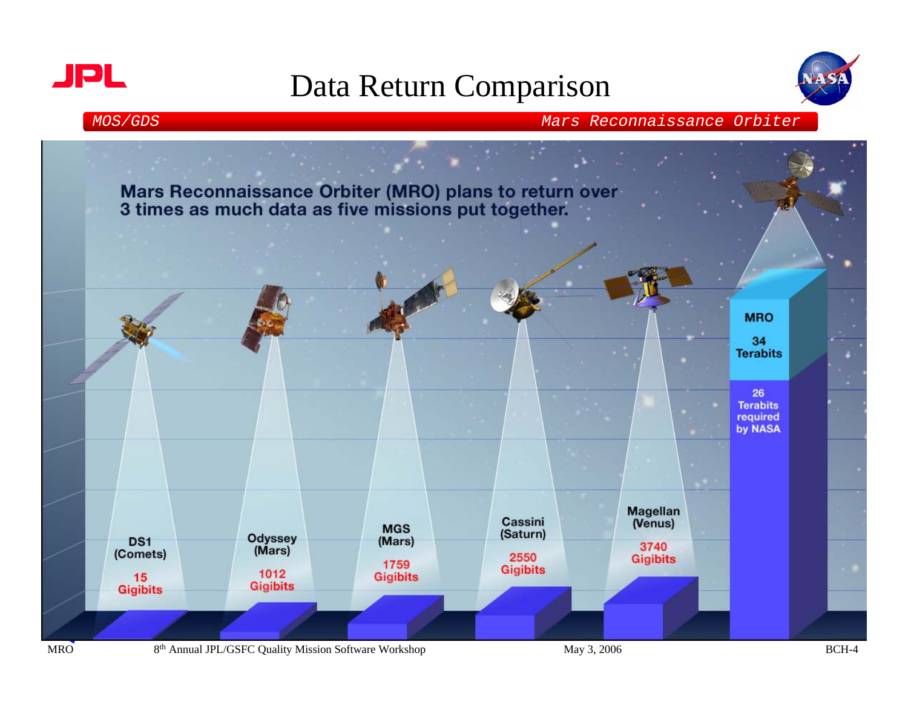# Data Return Comparison

*MOS/GDS* *Mars Reconnaissance Orbiter*

**Mars Reconnaissance Orbiter (MRO) plans to return over 3 times as much data as five missions put together.**

| Mission | Data Return |
|---|---|
| DS1 (Comets) | 15 Gigibits |
| Odyssey (Mars) | 1012 Gigibits |
| MGS (Mars) | 1759 Gigibits |
| Cassini (Saturn) | 2550 Gigibits |
| Magellan (Venus) | 3740 Gigibits |
| MRO | 34 Terabits (26 Terabits required by NASA) |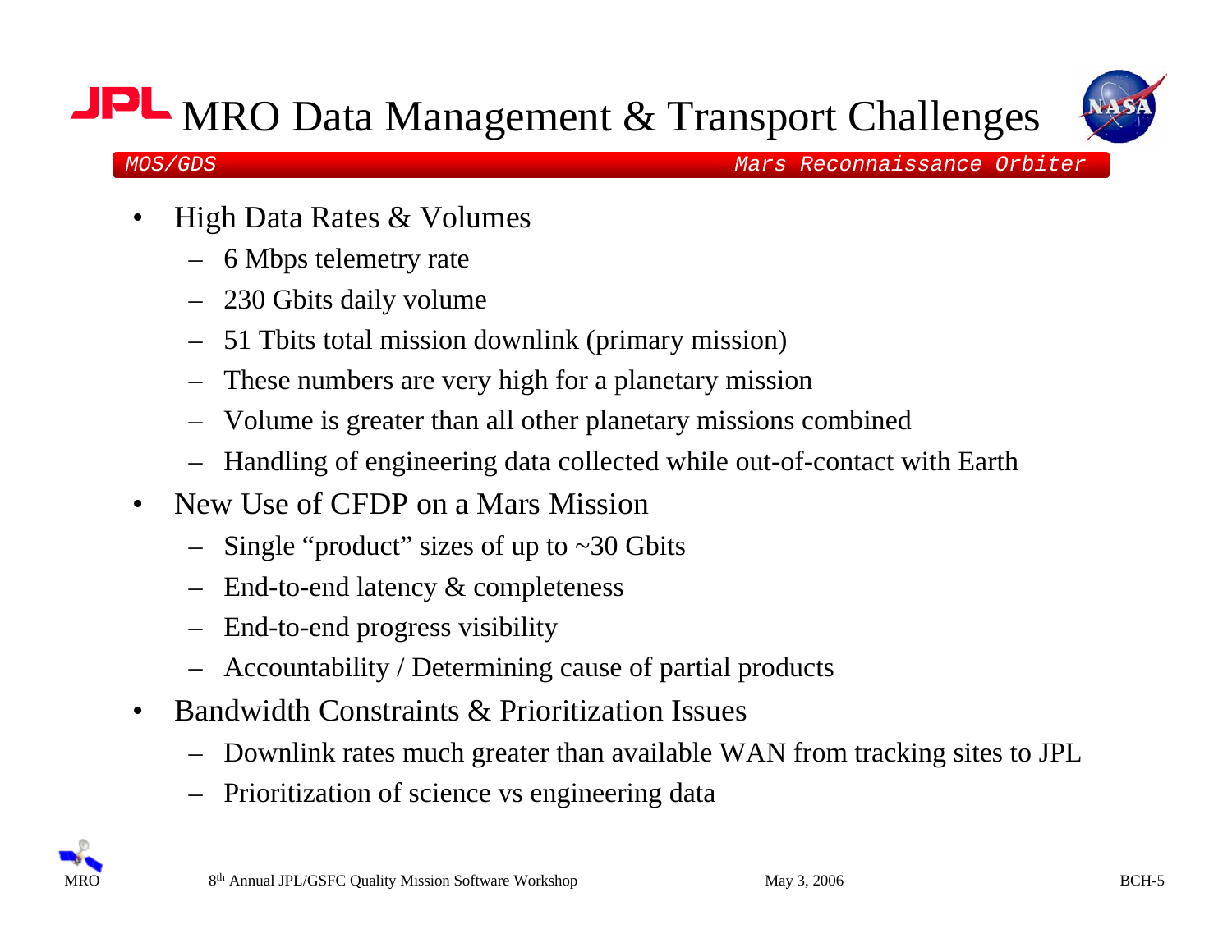# MRO Data Management & Transport Challenges

- High Data Rates & Volumes
  - 6 Mbps telemetry rate
  - 230 Gbits daily volume
  - 51 Tbits total mission downlink (primary mission)
  - These numbers are very high for a planetary mission
  - Volume is greater than all other planetary missions combined
  - Handling of engineering data collected while out-of-contact with Earth
- New Use of CFDP on a Mars Mission
  - Single "product" sizes of up to ~30 Gbits
  - End-to-end latency & completeness
  - End-to-end progress visibility
  - Accountability / Determining cause of partial products
- Bandwidth Constraints & Prioritization Issues
  - Downlink rates much greater than available WAN from tracking sites to JPL
  - Prioritization of science vs engineering data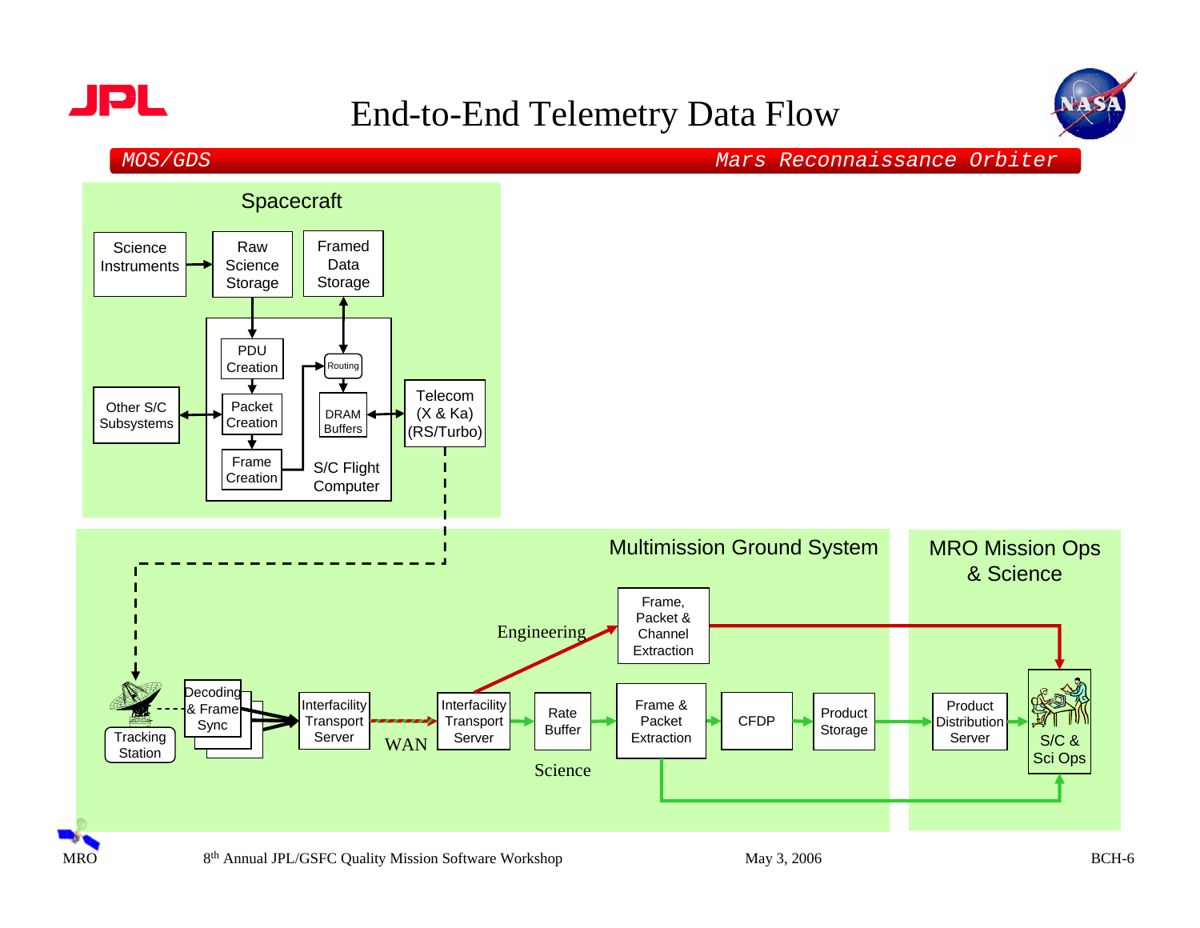# End-to-End Telemetry Data Flow

*MOS/GDS* — *Mars Reconnaissance Orbiter*

**Spacecraft**

- Science Instruments → Raw Science Storage
- Raw Science Storage → PDU Creation
- PDU Creation → Packet Creation → Frame Creation
- Other S/C Subsystems ↔ Packet Creation
- Frame Creation → Routing
- Routing ↔ Framed Data Storage
- Routing → DRAM Buffers
- DRAM Buffers ↔ Telecom (X & Ka) (RS/Turbo)
- S/C Flight Computer

**Multimission Ground System**

- Telecom → Tracking Station
- Tracking Station → Decoding & Frame Sync → Interfacility Transport Server
- Interfacility Transport Server → (WAN) → Interfacility Transport Server
- Engineering: Interfacility Transport Server → Frame, Packet & Channel Extraction → S/C & Sci Ops
- Science: Interfacility Transport Server → Rate Buffer → Frame & Packet Extraction → CFDP → Product Storage → Product Distribution Server → S/C & Sci Ops
- Frame & Packet Extraction → S/C & Sci Ops

**MRO Mission Ops & Science**

- Product Distribution Server
- S/C & Sci Ops

MRO — 8th Annual JPL/GSFC Quality Mission Software Workshop — May 3, 2006 — BCH-6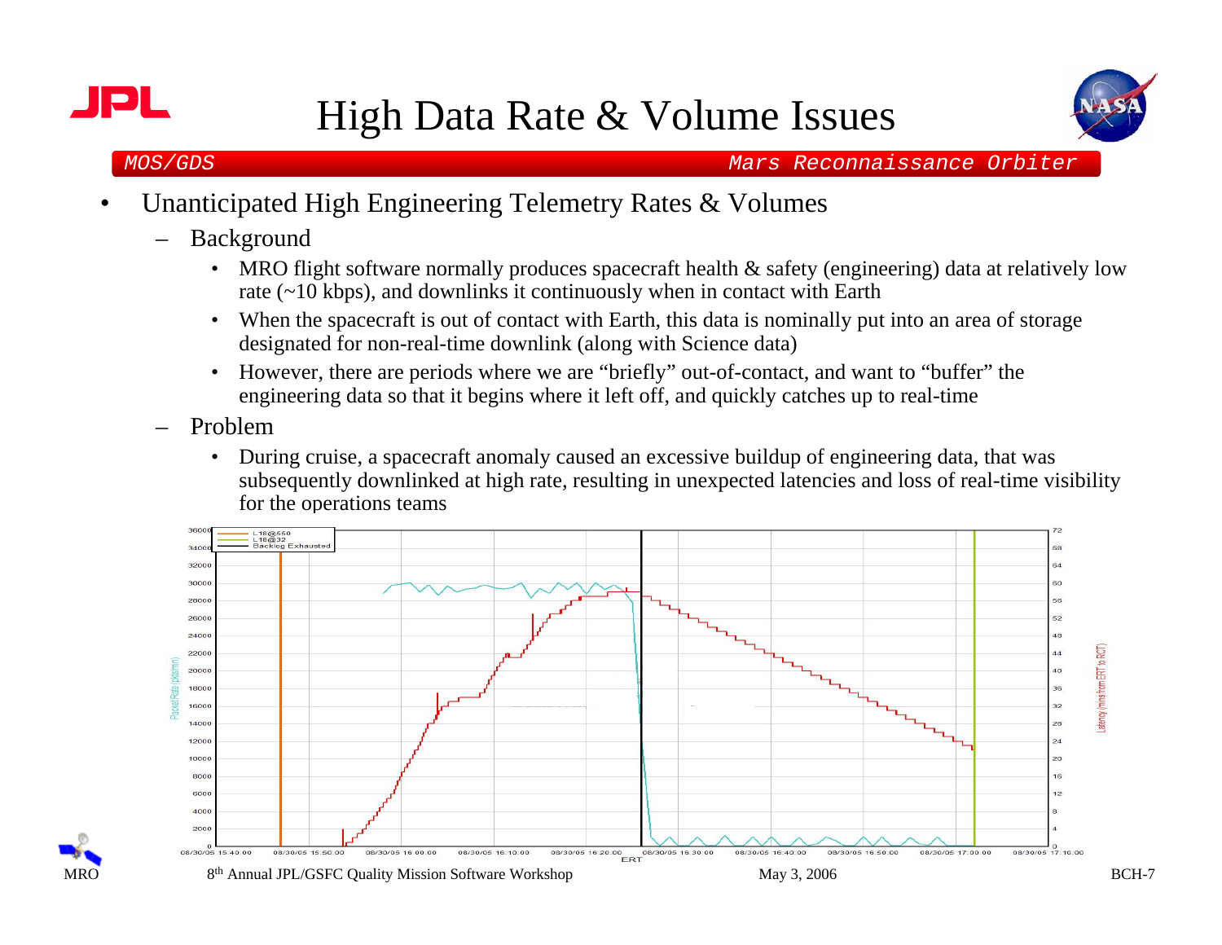# High Data Rate & Volume Issues

*MOS/GDS* — *Mars Reconnaissance Orbiter*

- Unanticipated High Engineering Telemetry Rates & Volumes
  - Background
    - MRO flight software normally produces spacecraft health & safety (engineering) data at relatively low rate (~10 kbps), and downlinks it continuously when in contact with Earth
    - When the spacecraft is out of contact with Earth, this data is nominally put into an area of storage designated for non-real-time downlink (along with Science data)
    - However, there are periods where we are "briefly" out-of-contact, and want to "buffer" the engineering data so that it begins where it left off, and quickly catches up to real-time
  - Problem
    - During cruise, a spacecraft anomaly caused an excessive buildup of engineering data, that was subsequently downlinked at high rate, resulting in unexpected latencies and loss of real-time visibility for the operations teams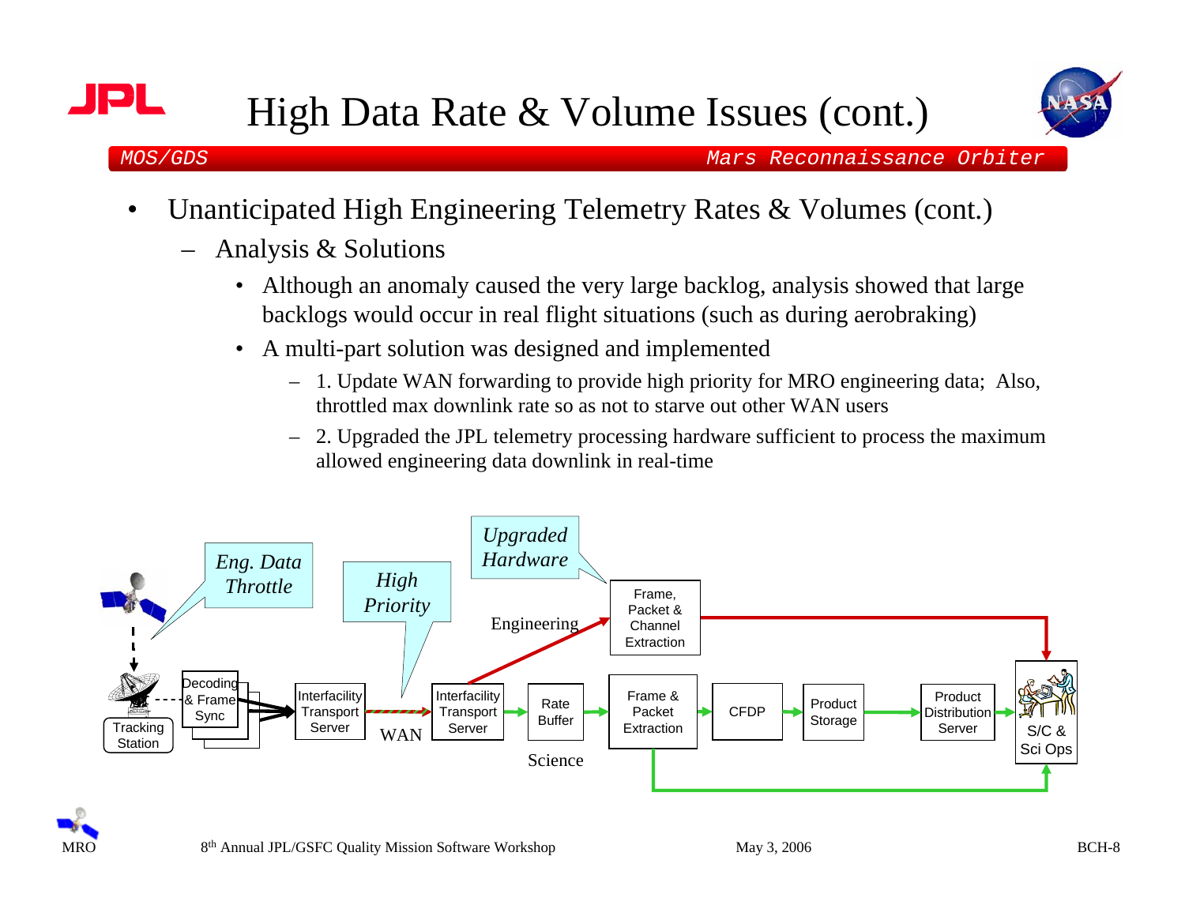# High Data Rate & Volume Issues (cont.)

*MOS/GDS* — *Mars Reconnaissance Orbiter*

- Unanticipated High Engineering Telemetry Rates & Volumes (cont.)
  - Analysis & Solutions
    - Although an anomaly caused the very large backlog, analysis showed that large backlogs would occur in real flight situations (such as during aerobraking)
    - A multi-part solution was designed and implemented
      - 1. Update WAN forwarding to provide high priority for MRO engineering data; Also, throttled max downlink rate so as not to starve out other WAN users
      - 2. Upgraded the JPL telemetry processing hardware sufficient to process the maximum allowed engineering data downlink in real-time

*Eng. Data Throttle* | *High Priority* | *Upgraded Hardware*

Tracking Station → Decoding & Frame Sync → Interfacility Transport Server → WAN → Interfacility Transport Server

Engineering: Interfacility Transport Server → Frame, Packet & Channel Extraction → S/C & Sci Ops

Science: Interfacility Transport Server → Rate Buffer → Frame & Packet Extraction → CFDP → Product Storage → Product Distribution Server → S/C & Sci Ops

Frame & Packet Extraction → S/C & Sci Ops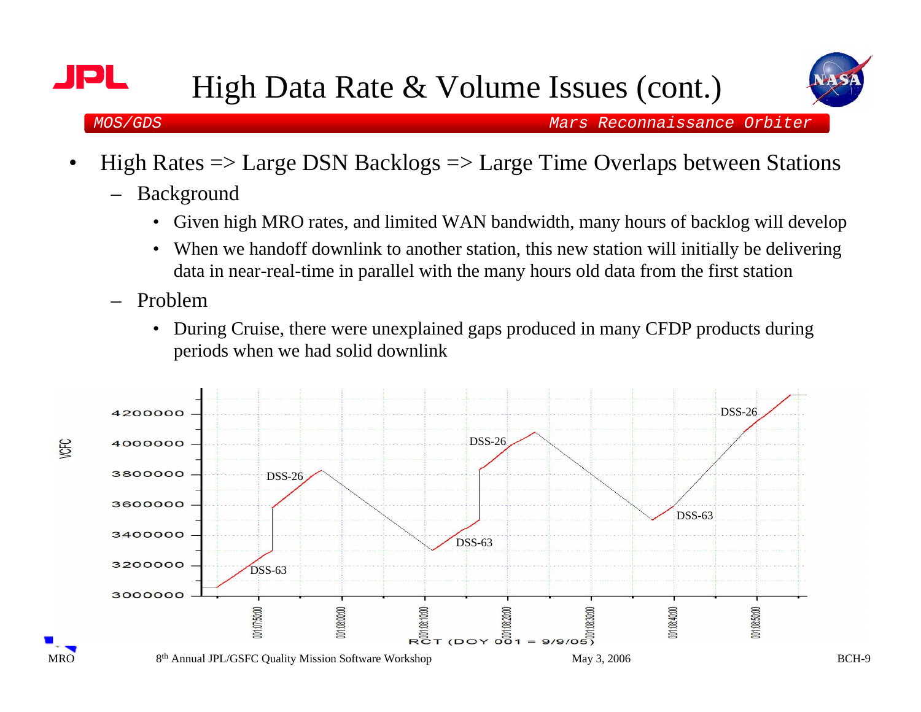# High Data Rate & Volume Issues (cont.)

*MOS/GDS* — *Mars Reconnaissance Orbiter*

- High Rates => Large DSN Backlogs => Large Time Overlaps between Stations
  - Background
    - Given high MRO rates, and limited WAN bandwidth, many hours of backlog will develop
    - When we handoff downlink to another station, this new station will initially be delivering data in near-real-time in parallel with the many hours old data from the first station
  - Problem
    - During Cruise, there were unexplained gaps produced in many CFDP products during periods when we had solid downlink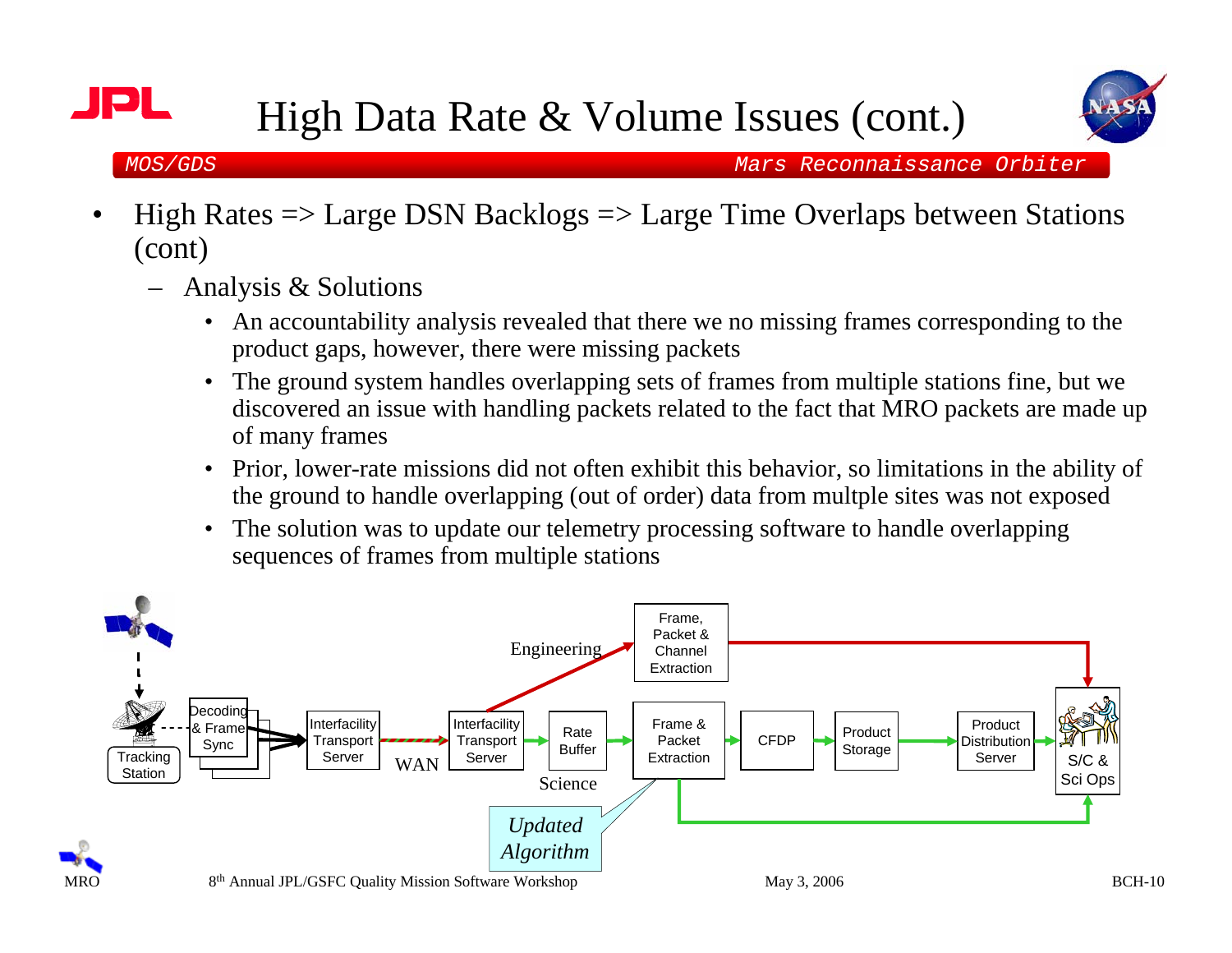# High Data Rate & Volume Issues (cont.)

*MOS/GDS* — *Mars Reconnaissance Orbiter*

- High Rates => Large DSN Backlogs => Large Time Overlaps between Stations (cont)
  - Analysis & Solutions
    - An accountability analysis revealed that there we no missing frames corresponding to the product gaps, however, there were missing packets
    - The ground system handles overlapping sets of frames from multiple stations fine, but we discovered an issue with handling packets related to the fact that MRO packets are made up of many frames
    - Prior, lower-rate missions did not often exhibit this behavior, so limitations in the ability of the ground to handle overlapping (out of order) data from multple sites was not exposed
    - The solution was to update our telemetry processing software to handle overlapping sequences of frames from multiple stations

Tracking Station → Decoding & Frame Sync → Interfacility Transport Server → WAN → Interfacility Transport Server → Rate Buffer → Frame & Packet Extraction → CFDP → Product Storage → Product Distribution Server → S/C & Sci Ops

Engineering: Interfacility Transport Server → Frame, Packet & Channel Extraction → S/C & Sci Ops

Science

*Updated Algorithm*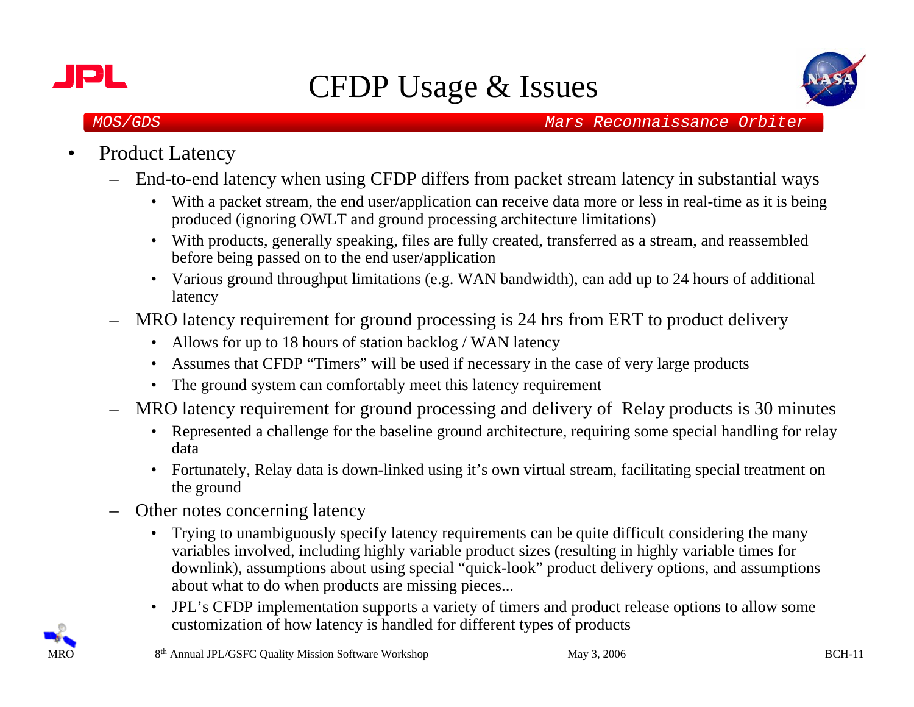# CFDP Usage & Issues

*MOS/GDS* — *Mars Reconnaissance Orbiter*

- Product Latency
  - End-to-end latency when using CFDP differs from packet stream latency in substantial ways
    - With a packet stream, the end user/application can receive data more or less in real-time as it is being produced (ignoring OWLT and ground processing architecture limitations)
    - With products, generally speaking, files are fully created, transferred as a stream, and reassembled before being passed on to the end user/application
    - Various ground throughput limitations (e.g. WAN bandwidth), can add up to 24 hours of additional latency
  - MRO latency requirement for ground processing is 24 hrs from ERT to product delivery
    - Allows for up to 18 hours of station backlog / WAN latency
    - Assumes that CFDP "Timers" will be used if necessary in the case of very large products
    - The ground system can comfortably meet this latency requirement
  - MRO latency requirement for ground processing and delivery of Relay products is 30 minutes
    - Represented a challenge for the baseline ground architecture, requiring some special handling for relay data
    - Fortunately, Relay data is down-linked using it's own virtual stream, facilitating special treatment on the ground
  - Other notes concerning latency
    - Trying to unambiguously specify latency requirements can be quite difficult considering the many variables involved, including highly variable product sizes (resulting in highly variable times for downlink), assumptions about using special "quick-look" product delivery options, and assumptions about what to do when products are missing pieces...
    - JPL's CFDP implementation supports a variety of timers and product release options to allow some customization of how latency is handled for different types of products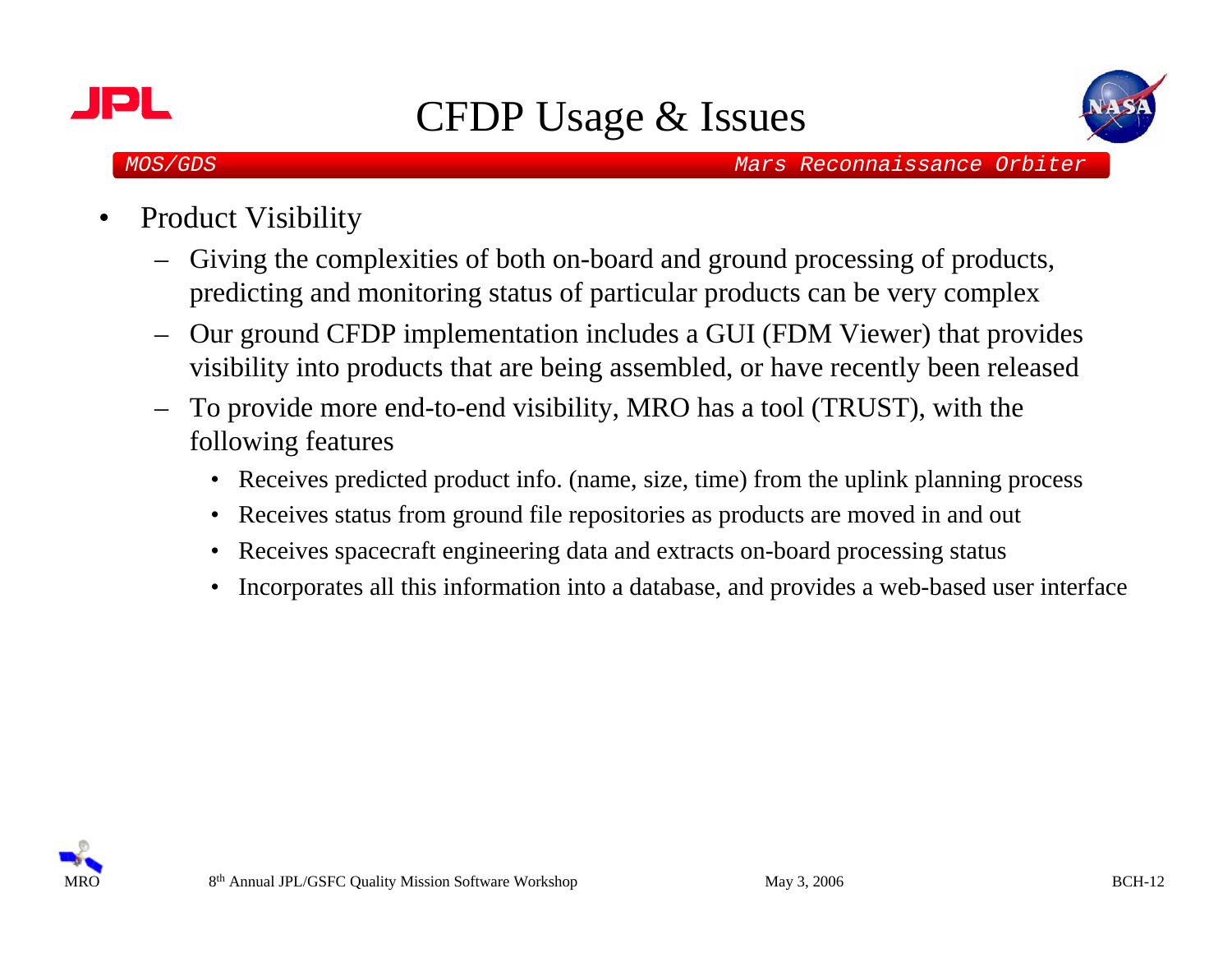# CFDP Usage & Issues

- Product Visibility
  - Giving the complexities of both on-board and ground processing of products, predicting and monitoring status of particular products can be very complex
  - Our ground CFDP implementation includes a GUI (FDM Viewer) that provides visibility into products that are being assembled, or have recently been released
  - To provide more end-to-end visibility, MRO has a tool (TRUST), with the following features
    - Receives predicted product info. (name, size, time) from the uplink planning process
    - Receives status from ground file repositories as products are moved in and out
    - Receives spacecraft engineering data and extracts on-board processing status
    - Incorporates all this information into a database, and provides a web-based user interface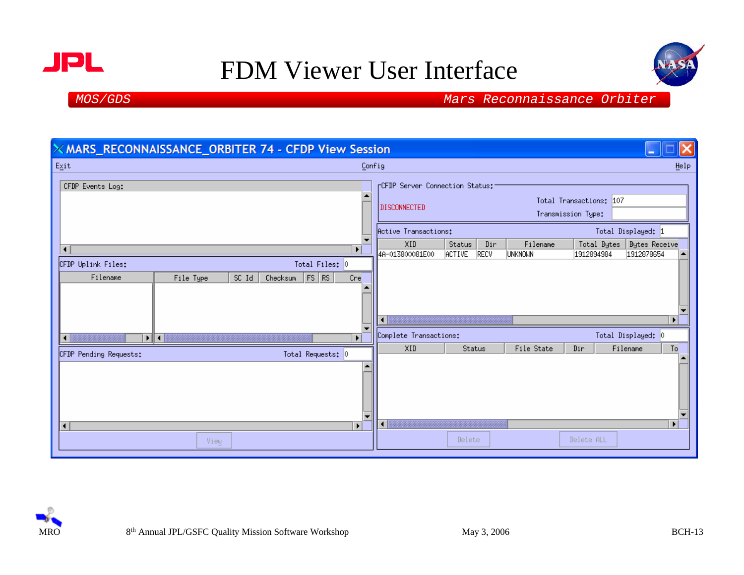# FDM Viewer User Interface

MOS/GDS — Mars Reconnaissance Orbiter

**MARS_RECONNAISSANCE_ORBITER 74 - CFDP View Session**

Exit | Config | Help

**CFDP Events Log:**

**CFDP Uplink Files:** Total Files: 0

| Filename | File Type | SC Id | Checksum | FS | RS | Cre |
|---|---|---|---|---|---|---|

**CFDP Pending Requests:** Total Requests: 0

View

**CFDP Server Connection Status:**

DISCONNECTED

Total Transactions: 107

Transmission Type:

**Active Transactions:** Total Displayed: 1

| XID | Status | Dir | Filename | Total Bytes | Bytes Receive |
|---|---|---|---|---|---|
| 4A-013800081E00 | ACTIVE | RECV | UNKNOWN | 1912894984 | 1912878654 |

**Complete Transactions:** Total Displayed: 0

| XID | Status | File State | Dir | Filename | To |
|---|---|---|---|---|---|

Delete | Delete ALL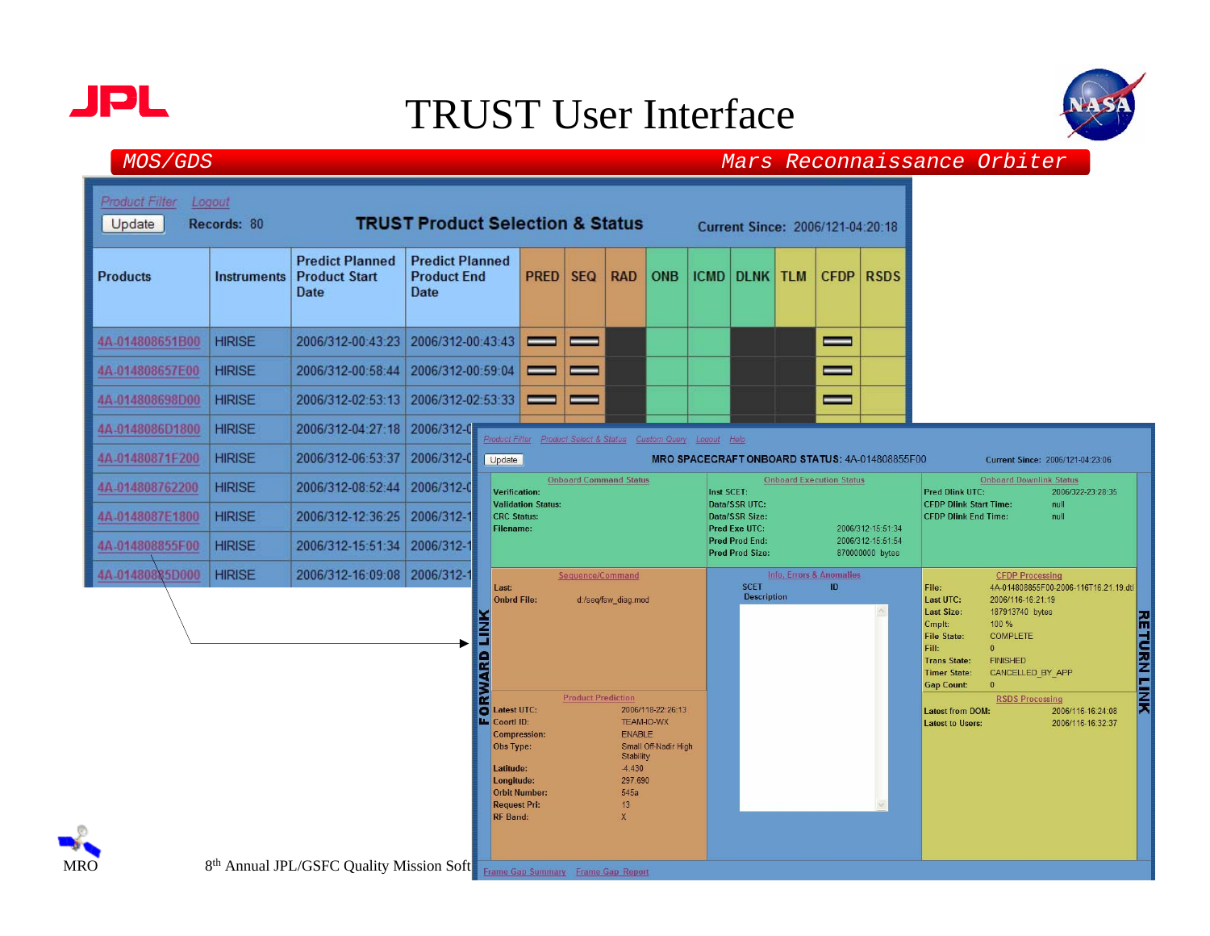# TRUST User Interface

*MOS/GDS* — *Mars Reconnaissance Orbiter*

Product Filter  Logout

Update  Records: 80

**TRUST Product Selection & Status**  Current Since: 2006/121-04:20:18

| Products | Instruments | Predict Planned Product Start Date | Predict Planned Product End Date | PRED | SEQ | RAD | ONB | ICMD | DLNK | TLM | CFDP | RSDS |
|---|---|---|---|---|---|---|---|---|---|---|---|---|
| 4A-014808651B00 | HIRISE | 2006/312-00:43:23 | 2006/312-00:43:43 | | | | | | | | | |
| 4A-014808657E00 | HIRISE | 2006/312-00:58:44 | 2006/312-00:59:04 | | | | | | | | | |
| 4A-014808698D00 | HIRISE | 2006/312-02:53:13 | 2006/312-02:53:33 | | | | | | | | | |
| 4A-0148086D1800 | HIRISE | 2006/312-04:27:18 | 2006/312-0 | | | | | | | | | |
| 4A-01480871F200 | HIRISE | 2006/312-06:53:37 | 2006/312-0 | | | | | | | | | |
| 4A-014808762200 | HIRISE | 2006/312-08:52:44 | 2006/312-0 | | | | | | | | | |
| 4A-0148087E1800 | HIRISE | 2006/312-12:36:25 | 2006/312-1 | | | | | | | | | |
| 4A-014808855F00 | HIRISE | 2006/312-15:51:34 | 2006/312-1 | | | | | | | | | |
| 4A-014808885D000 | HIRISE | 2006/312-16:09:08 | 2006/312-1 | | | | | | | | | |

Product Filter  Product Select & Status  Custom Query  Logout  Help

Update  **MRO SPACECRAFT ONBOARD STATUS:** 4A-014808855F00  Current Since: 2006/121-04:23:06

**Onboard Command Status**

- Verification:
- Validation Status:
- CRC Status:
- Filename:

**Onboard Execution Status**

- Inst SCET:
- Data/SSR UTC:
- Data/SSR Size:
- Pred Exe UTC: 2006/312-15:51:34
- Pred Prod End: 2006/312-15:51:54
- Pred Prod Size: 870000000 bytes

**Onboard Downlink Status**

- Pred Dlink UTC: 2006/322-23:28:35
- CFDP Dlink Start Time: null
- CFDP Dlink End Time: null

**FORWARD LINK**

**Sequence/Command**

- Last:
- Onbrd File: d:/seq/fsw_diag.mod

**Product Prediction**

- Latest UTC: 2006/118-22:26:13
- Coord ID: TEAM-IO-WX
- Compression: ENABLE
- Obs Type: Small Off-Nadir High Stability
- Latitude: -4.430
- Longitude: 297.690
- Orbit Number: 545a
- Request Pri: 13
- RF Band: X

**Info, Errors & Anomalies**

SCET  ID  Description

**RETURN LINK**

**CFDP Processing**

- File: 4A-014808855F00-2006-116T16.21.19.dtl
- Last UTC: 2006/116-16.21.19
- Last Size: 187913740 bytes
- Cmplt: 100 %
- File State: COMPLETE
- Fill: 0
- Trans State: FINISHED
- Timer State: CANCELLED_BY_APP
- Gap Count: 0

**RSDS Processing**

- Latest from DOM: 2006/116-16:24:08
- Latest to Users: 2006/116-16:32:37

Frame Gap Summary  Frame Gap Report

MRO

8th Annual JPL/GSFC Quality Mission Soft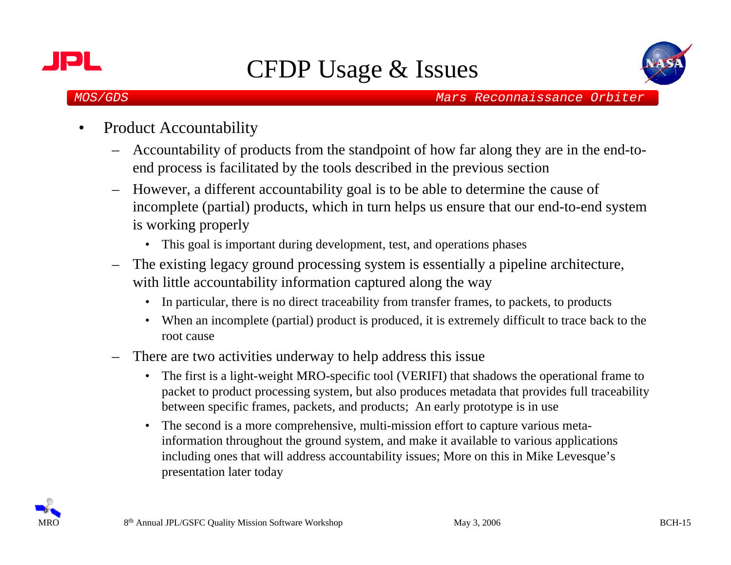# CFDP Usage & Issues

- Product Accountability
  - Accountability of products from the standpoint of how far along they are in the end-to-end process is facilitated by the tools described in the previous section
  - However, a different accountability goal is to be able to determine the cause of incomplete (partial) products, which in turn helps us ensure that our end-to-end system is working properly
    - This goal is important during development, test, and operations phases
  - The existing legacy ground processing system is essentially a pipeline architecture, with little accountability information captured along the way
    - In particular, there is no direct traceability from transfer frames, to packets, to products
    - When an incomplete (partial) product is produced, it is extremely difficult to trace back to the root cause
  - There are two activities underway to help address this issue
    - The first is a light-weight MRO-specific tool (VERIFI) that shadows the operational frame to packet to product processing system, but also produces metadata that provides full traceability between specific frames, packets, and products; An early prototype is in use
    - The second is a more comprehensive, multi-mission effort to capture various meta-information throughout the ground system, and make it available to various applications including ones that will address accountability issues; More on this in Mike Levesque's presentation later today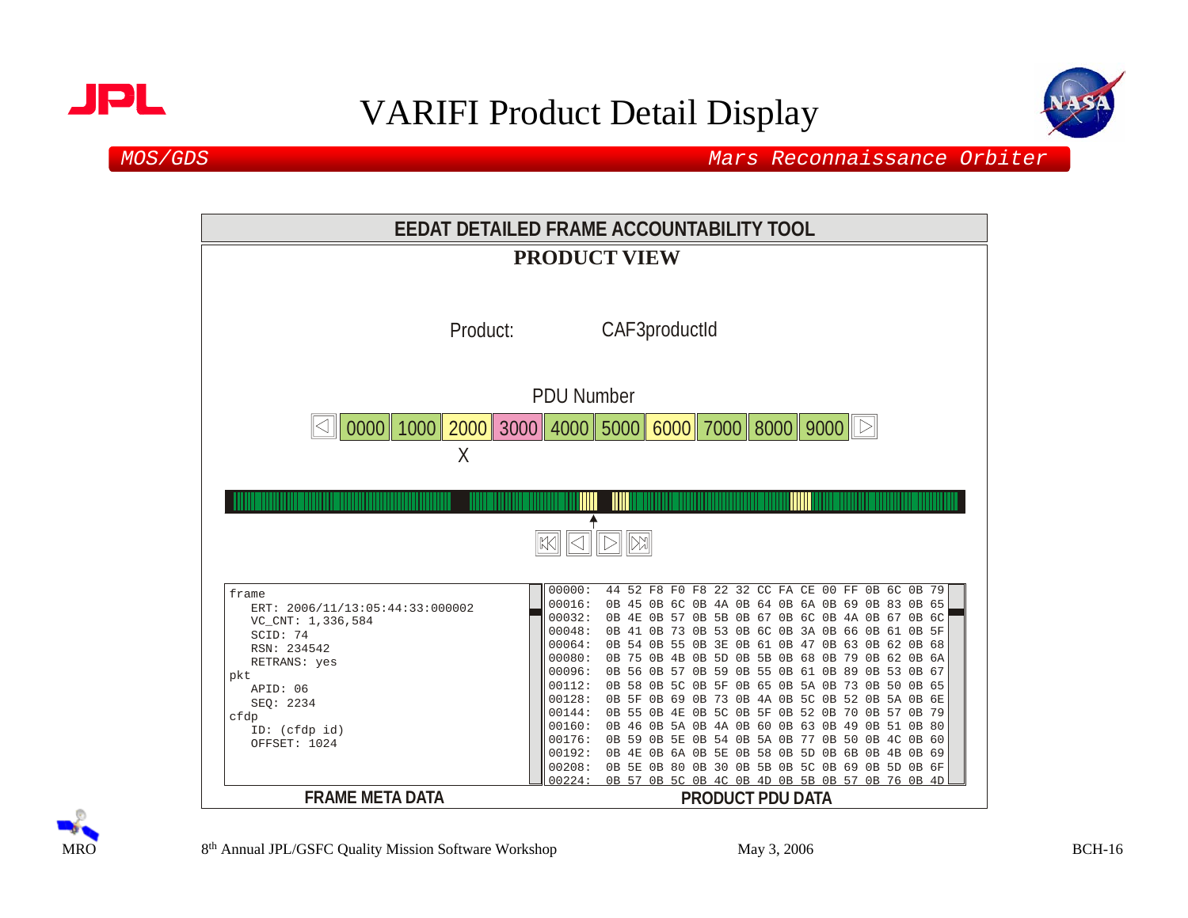# VARIFI Product Detail Display

*MOS/GDS* *Mars Reconnaissance Orbiter*

## EEDAT DETAILED FRAME ACCOUNTABILITY TOOL

### PRODUCT VIEW

Product: CAF3productId

PDU Number

0000 1000 2000 3000 4000 5000 6000 7000 8000 9000

X

```
frame
   ERT: 2006/11/13:05:44:33:000002
   VC_CNT: 1,336,584
   SCID: 74
   RSN: 234542
   RETRANS: yes
pkt
   APID: 06
   SEQ: 2234
cfdp
   ID: (cfdp id)
   OFFSET: 1024
```

**FRAME META DATA**

```
00000:  44 52 F8 F0 F8 22 32 CC FA CE 00 FF 0B 6C 0B 79
00016:  0B 45 0B 6C 0B 4A 0B 64 0B 6A 0B 69 0B 83 0B 65
00032:  0B 4E 0B 57 0B 5B 0B 67 0B 6C 0B 4A 0B 67 0B 6C
00048:  0B 41 0B 73 0B 53 0B 6C 0B 3A 0B 66 0B 61 0B 5F
00064:  0B 54 0B 55 0B 3E 0B 61 0B 47 0B 63 0B 62 0B 68
00080:  0B 75 0B 4B 0B 5D 0B 5B 0B 68 0B 79 0B 62 0B 6A
00096:  0B 56 0B 57 0B 59 0B 55 0B 61 0B 89 0B 53 0B 67
00112:  0B 58 0B 5C 0B 5F 0B 65 0B 5A 0B 73 0B 50 0B 65
00128:  0B 5F 0B 69 0B 73 0B 4A 0B 5C 0B 52 0B 5A 0B 6E
00144:  0B 55 0B 4E 0B 5C 0B 5F 0B 52 0B 70 0B 57 0B 79
00160:  0B 46 0B 5A 0B 4A 0B 60 0B 63 0B 49 0B 51 0B 80
00176:  0B 59 0B 5E 0B 54 0B 5A 0B 77 0B 50 0B 4C 0B 60
00192:  0B 4E 0B 6A 0B 5E 0B 58 0B 5D 0B 6B 0B 4B 0B 69
00208:  0B 5E 0B 80 0B 30 0B 5B 0B 5C 0B 69 0B 5D 0B 6F
00224:  0B 57 0B 5C 0B 4C 0B 4D 0B 5B 0B 57 0B 76 0B 4D
```

**PRODUCT PDU DATA**

MRO

8th Annual JPL/GSFC Quality Mission Software Workshop May 3, 2006